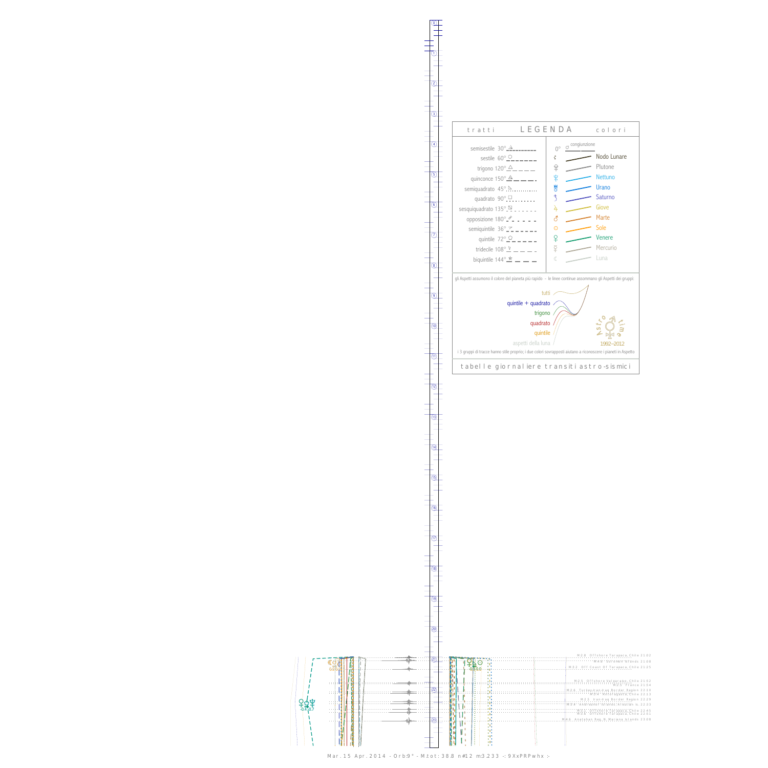## LEGENDA

**tratti**

- semisestile 30°
- sestile 60°
- trigono 120°
- quinconce 150°
- semiquadrato 45°
- quadrato 90°
- sesquiquadrato 135°
- opposizione 180°
- semiquintile 36°
- quintile 72°
- tridecile 108°
- biquintile 144°

**colori**

- 0° congiunzione
- Nodo Lunare
- Plutone
- Nettuno
- Urano
- Saturno
- Giove
- Marte
- Sole
- Venere
- Mercurio
- Luna

gli Aspetti assumono il colore del pianeta più rapido - le linee continue assommano gli Aspetti dei gruppi:

- tutti
- quintile + quadrato
- trigono
- quadrato
- quintile
- aspetti della luna

Astro time 1992–2012

i 3 gruppi di tracce hanno stile proprio; i due colori sovrapposti aiutano a riconoscere i pianeti in Aspetto

tabelle giornaliere transiti astro-sismici

M2.8 Offshore Tarapaca, Chile 21:02
M4.9 Solomon Islands 21:08
M3.2 Off Coast Of Tarapaca, Chile 21:25
M2.5 Offshore Valparaiso, Chile 21:52
M2.2 France 21:54
M2.6 Turkey-Iran-Iraq Border Region 22:10
M3.4 Antofagasta, Chile 22:13
M2.5 Iran-Iraq Border Region 22:20
M2.8 Andreanof Islands, Aleutian Is. 22:33
M3.1 Offshore Tarapaca, Chile 22:45
M2.5 Offshore Tarapaca, Chile 22:51
M4.6 Anatahan Reg.N.Mariana Islands 23:08

Mar. 15 Apr. 2014 - Orb:9° - M.tot: 38.8 n#12 m:3.233 -: 9XxPRPwhx :-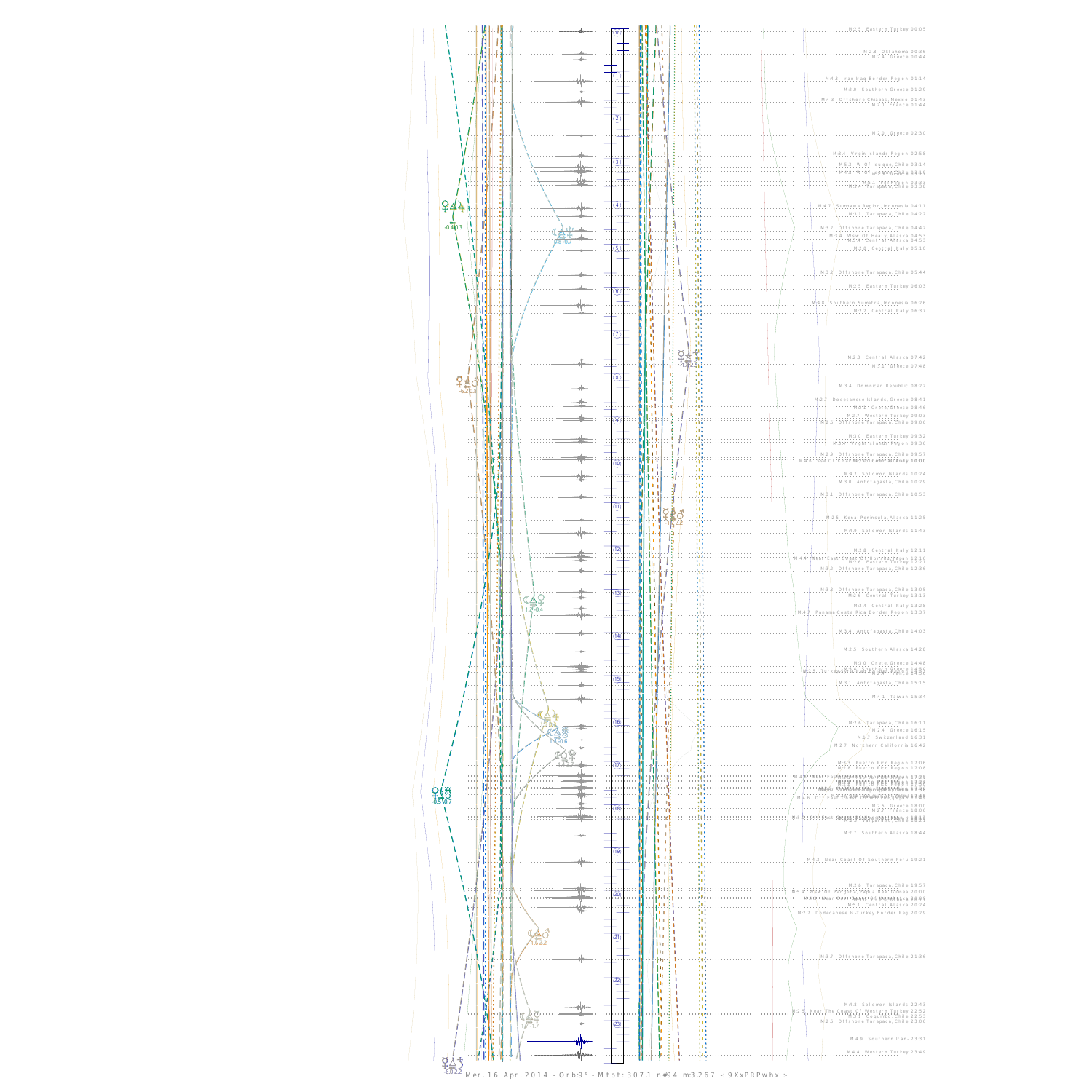M2.5 Eastern Turkey 00:05
M2.8 Oklahoma 00:36
M2.4 Greece 00:44
M4.5 Iran-Iraq Border Region 01:14
M2.0 Southern Greece 01:29
M4.5 Offshore Chiapas, Mexico 01:43
M2.0 France 01:44
M2.0 Greece 02:30
M3.4 Virgin Islands Region 02:58
M3.3 W. Of Iquique, Chile 03:14
M3.1 Tarapaca Chile 03:33
M2.4 Tarapaca Chile 03:38
M4.7 Sumbawa Region, Indonesia 04:11
M3.2 Tarapaca Chile 04:22
M3.2 Offshore Tarapaca Chile 04:42
M3.4 West Of Healy Alaska 04:53
M3.4 Central Alaska 04:53
M2.0 Central Italy 05:10
M3.2 Offshore Tarapaca Chile 05:44
M2.5 Eastern Turkey 06:03
M4.8 Southern Sumatra Indonesia 06:26
M2.2 Central Italy 06:37
M2.3 Central Alaska 07:42
M2.1 Greece 07:48
M3.4 Dominican Republic 08:22
M2.7 Dodecanese Islands Greece 08:41
M2.2 Crete Greece 08:46
M2.7 Western Turkey 09:03
M2.6 Offshore Tarapaca Chile 09:06
M3.0 Eastern Turkey 09:32
M3.4 Virgin Islands Region 09:36
M2.9 Offshore Tarapaca Chile 09:57
M4.7 Solomon Islands 10:24
M3.0 Antofagasta Chile 10:29
M3.1 Offshore Tarapaca Chile 10:53
M2.5 Kenai Peninsula Alaska 11:25
M4.8 Solomon Islands 11:43
M2.8 Central Italy 12:11
M2.6 Eastern Turkey 12:21
M3.2 Offshore Tarapaca Chile 12:36
M3.3 Offshore Tarapaca Chile 13:05
M2.6 Central Turkey 13:13
M2.4 Central Italy 13:28
M4.3 Panama-Costa Rica Border Region 13:37
M3.4 Antofagasta Chile 14:03
M2.5 Southern Alaska 14:28
M3.0 Crete Greece 14:48
M3.1 Antofagasta Chile 15:15
M4.1 Taiwan 15:34
M2.6 Tarapaca Chile 16:11
M2.4 Greece 16:15
M1.7 Switzerland 16:31
M2.7 Northern California 16:42
M3.3 Puerto Rico Region 17:06
M2.7 Southern Alaska 18:44
M4.3 Near Coast Of Southern Peru 19:21
M2.8 Tarapaca Chile 19:57
M5.1 Central Alaska 20:24
M2.7 Dodecanese Is.-Turkey Border Reg 20:29
M3.7 Offshore Tarapaca Chile 21:36
M4.8 Solomon Islands 22:43
M3.5 Near The Coast Of Western Turkey 22:52
M2.6 Offshore Tarapaca Chile 23:06
M4.9 Southern Iran 23:31
M4.4 Western Turkey 23:49

Mer. 16 Apr. 2014 - Orb:9° - M.tot: 307.1 n#94 m3.267 -: 9XxPRPwhx :-